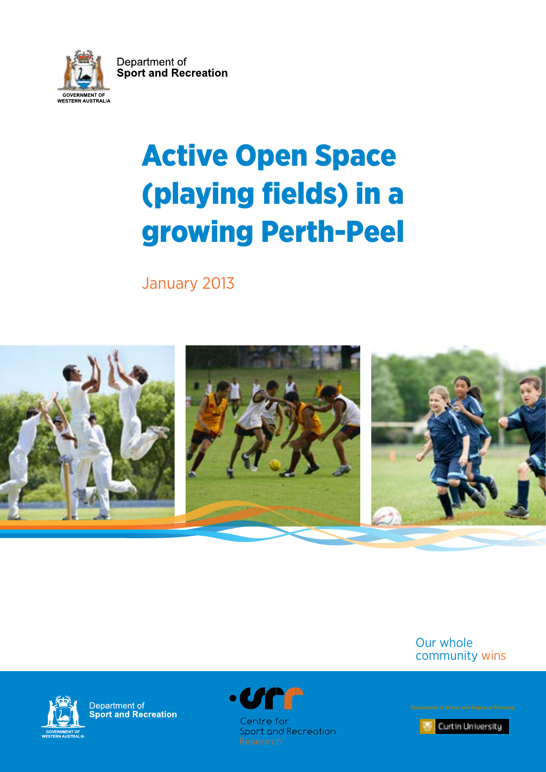Department of
**Sport and Recreation**

GOVERNMENT OF WESTERN AUSTRALIA

# Active Open Space (playing fields) in a growing Perth-Peel

January 2013

Our whole community wins

Department of
**Sport and Recreation**

GOVERNMENT OF WESTERN AUSTRALIA

Centre for Sport and Recreation Research

Department of Urban and Regional Planning

Curtin University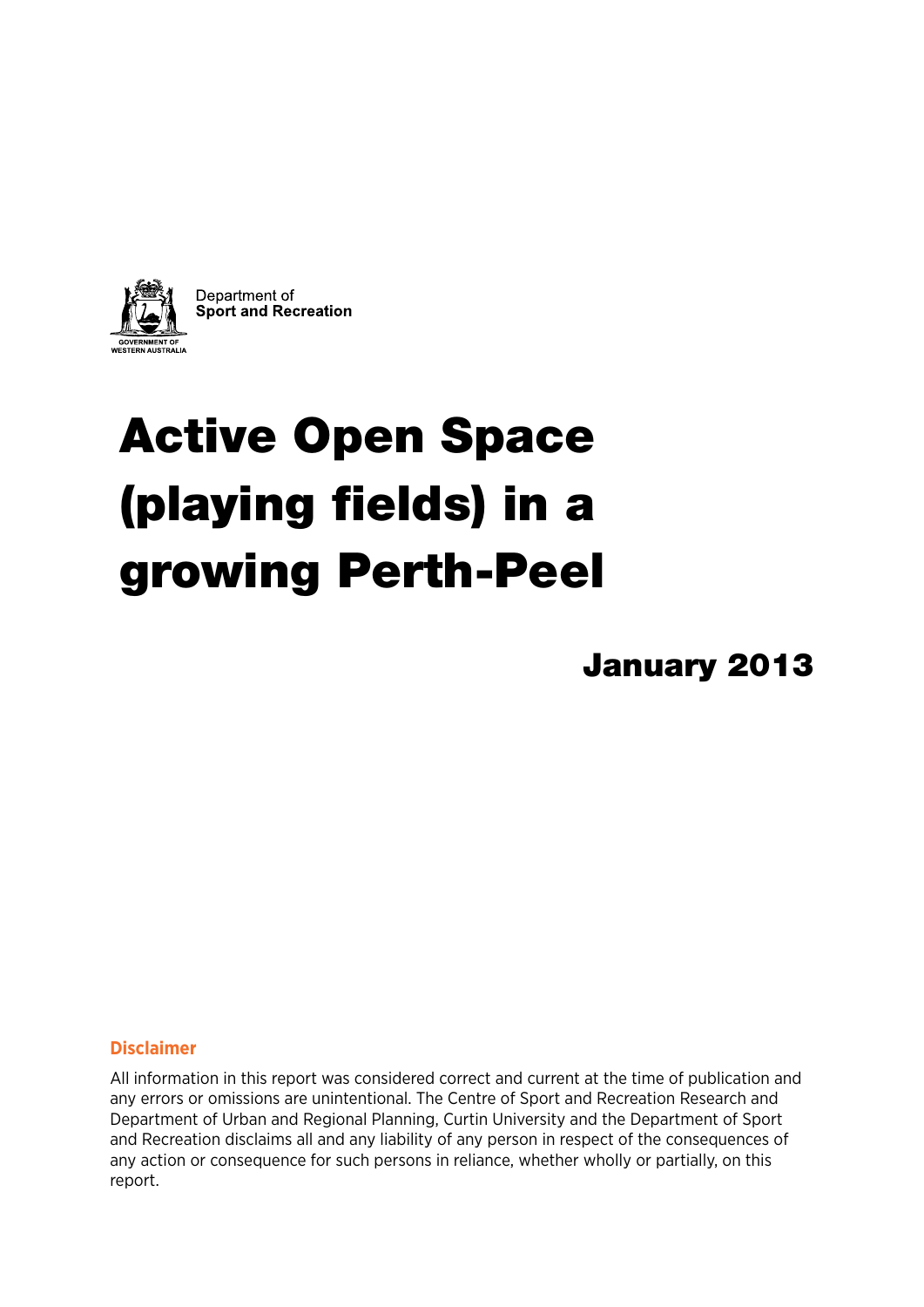GOVERNMENT OF WESTERN AUSTRALIA

Department of
**Sport and Recreation**

# Active Open Space (playing fields) in a growing Perth-Peel

**January 2013**

**Disclaimer**

All information in this report was considered correct and current at the time of publication and any errors or omissions are unintentional. The Centre of Sport and Recreation Research and Department of Urban and Regional Planning, Curtin University and the Department of Sport and Recreation disclaims all and any liability of any person in respect of the consequences of any action or consequence for such persons in reliance, whether wholly or partially, on this report.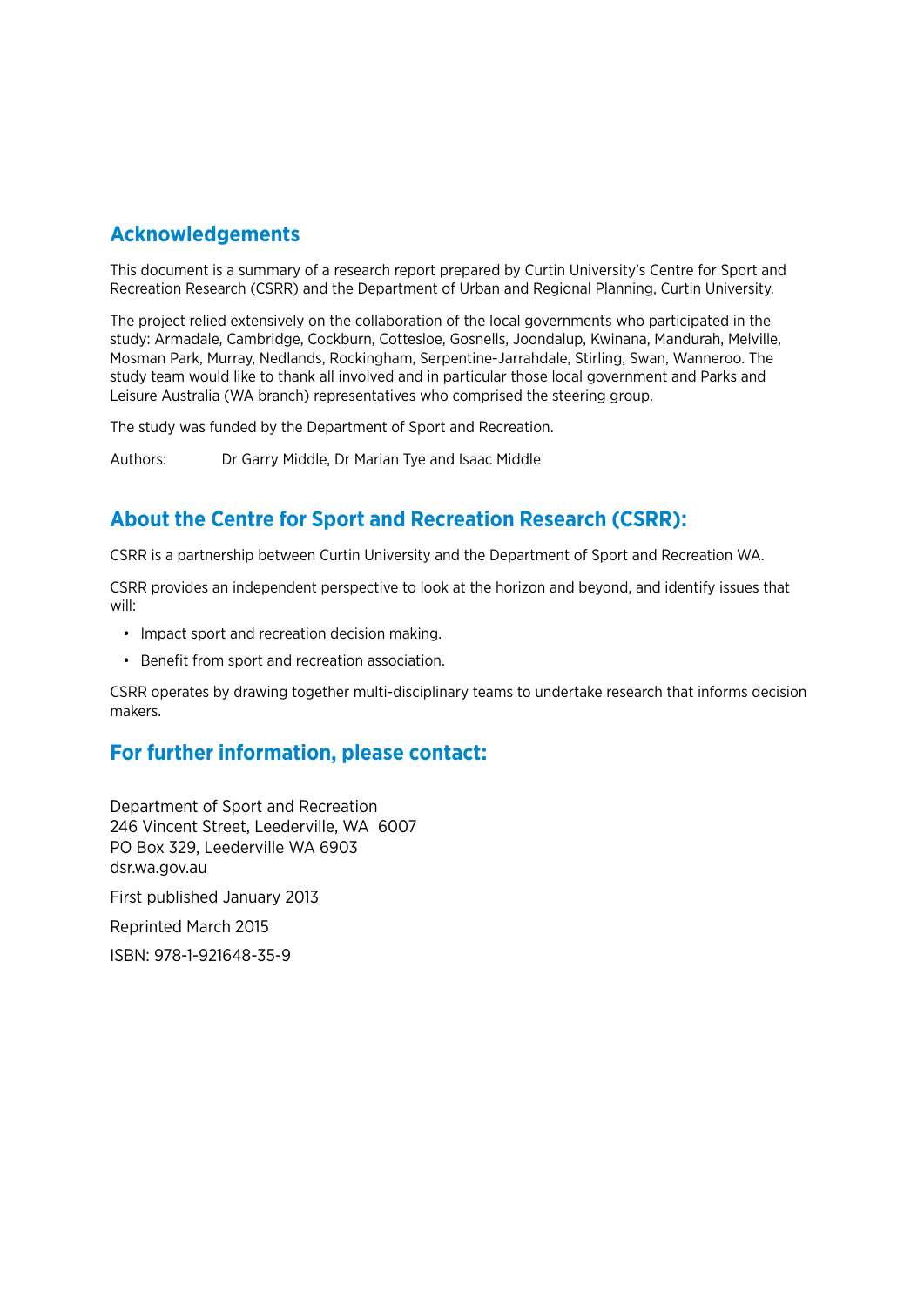## Acknowledgements

This document is a summary of a research report prepared by Curtin University's Centre for Sport and Recreation Research (CSRR) and the Department of Urban and Regional Planning, Curtin University.

The project relied extensively on the collaboration of the local governments who participated in the study: Armadale, Cambridge, Cockburn, Cottesloe, Gosnells, Joondalup, Kwinana, Mandurah, Melville, Mosman Park, Murray, Nedlands, Rockingham, Serpentine-Jarrahdale, Stirling, Swan, Wanneroo. The study team would like to thank all involved and in particular those local government and Parks and Leisure Australia (WA branch) representatives who comprised the steering group.

The study was funded by the Department of Sport and Recreation.

Authors: Dr Garry Middle, Dr Marian Tye and Isaac Middle

## About the Centre for Sport and Recreation Research (CSRR):

CSRR is a partnership between Curtin University and the Department of Sport and Recreation WA.

CSRR provides an independent perspective to look at the horizon and beyond, and identify issues that will:

- Impact sport and recreation decision making.
- Benefit from sport and recreation association.

CSRR operates by drawing together multi-disciplinary teams to undertake research that informs decision makers.

## For further information, please contact:

Department of Sport and Recreation
246 Vincent Street, Leederville, WA 6007
PO Box 329, Leederville WA 6903
dsr.wa.gov.au

First published January 2013

Reprinted March 2015

ISBN: 978-1-921648-35-9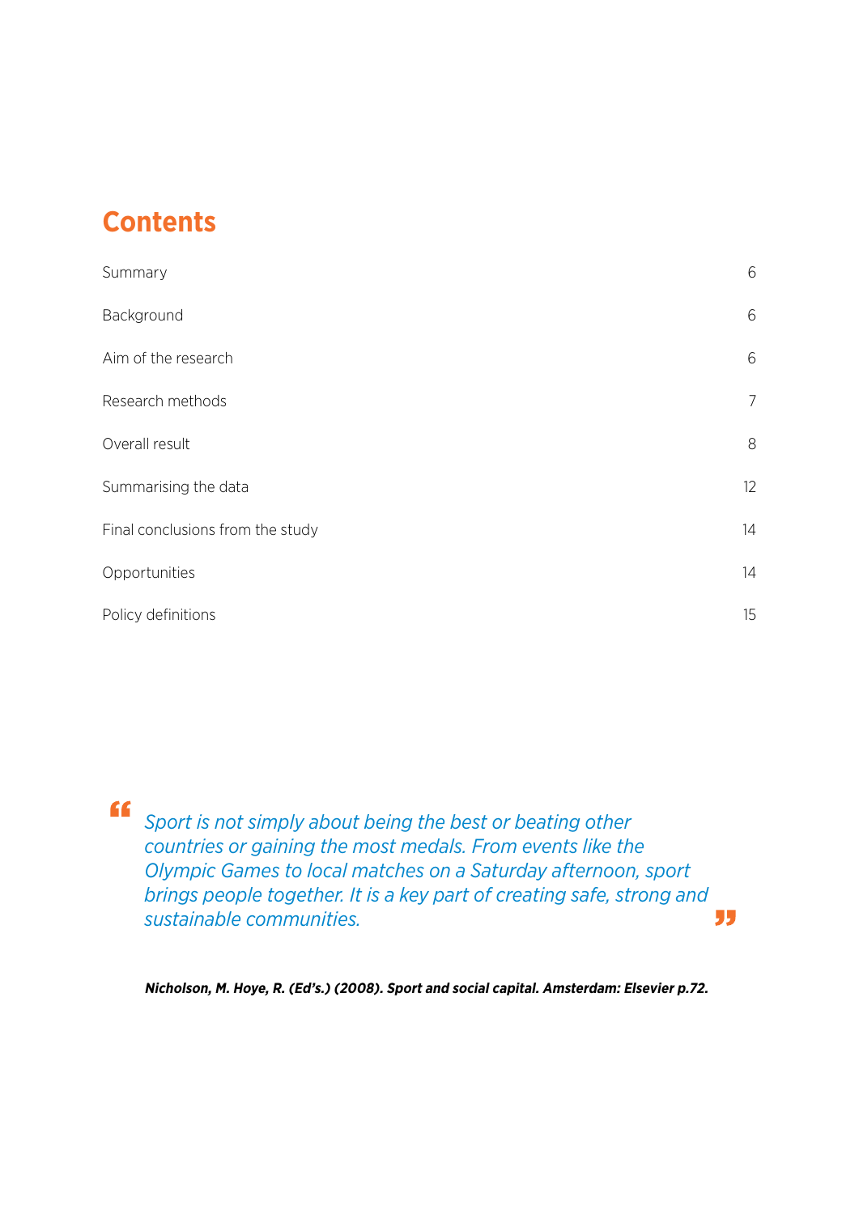# Contents

| | |
|---|---|
| Summary | 6 |
| Background | 6 |
| Aim of the research | 6 |
| Research methods | 7 |
| Overall result | 8 |
| Summarising the data | 12 |
| Final conclusions from the study | 14 |
| Opportunities | 14 |
| Policy definitions | 15 |

> *Sport is not simply about being the best or beating other countries or gaining the most medals. From events like the Olympic Games to local matches on a Saturday afternoon, sport brings people together. It is a key part of creating safe, strong and sustainable communities.*

***Nicholson, M. Hoye, R. (Ed's.) (2008). Sport and social capital. Amsterdam: Elsevier p.72.***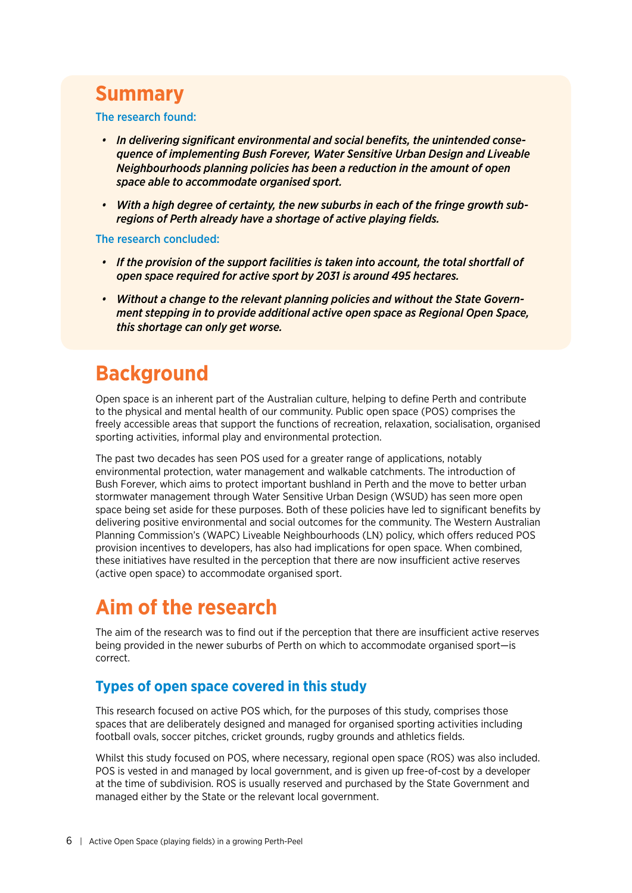## Summary

**The research found:**

- ***In delivering significant environmental and social benefits, the unintended consequence of implementing Bush Forever, Water Sensitive Urban Design and Liveable Neighbourhoods planning policies has been a reduction in the amount of open space able to accommodate organised sport.***
- ***With a high degree of certainty, the new suburbs in each of the fringe growth sub-regions of Perth already have a shortage of active playing fields.***

**The research concluded:**

- ***If the provision of the support facilities is taken into account, the total shortfall of open space required for active sport by 2031 is around 495 hectares.***
- ***Without a change to the relevant planning policies and without the State Government stepping in to provide additional active open space as Regional Open Space, this shortage can only get worse.***

# Background

Open space is an inherent part of the Australian culture, helping to define Perth and contribute to the physical and mental health of our community. Public open space (POS) comprises the freely accessible areas that support the functions of recreation, relaxation, socialisation, organised sporting activities, informal play and environmental protection.

The past two decades has seen POS used for a greater range of applications, notably environmental protection, water management and walkable catchments. The introduction of Bush Forever, which aims to protect important bushland in Perth and the move to better urban stormwater management through Water Sensitive Urban Design (WSUD) has seen more open space being set aside for these purposes. Both of these policies have led to significant benefits by delivering positive environmental and social outcomes for the community. The Western Australian Planning Commission's (WAPC) Liveable Neighbourhoods (LN) policy, which offers reduced POS provision incentives to developers, has also had implications for open space. When combined, these initiatives have resulted in the perception that there are now insufficient active reserves (active open space) to accommodate organised sport.

# Aim of the research

The aim of the research was to find out if the perception that there are insufficient active reserves being provided in the newer suburbs of Perth on which to accommodate organised sport—is correct.

## Types of open space covered in this study

This research focused on active POS which, for the purposes of this study, comprises those spaces that are deliberately designed and managed for organised sporting activities including football ovals, soccer pitches, cricket grounds, rugby grounds and athletics fields.

Whilst this study focused on POS, where necessary, regional open space (ROS) was also included. POS is vested in and managed by local government, and is given up free-of-cost by a developer at the time of subdivision. ROS is usually reserved and purchased by the State Government and managed either by the State or the relevant local government.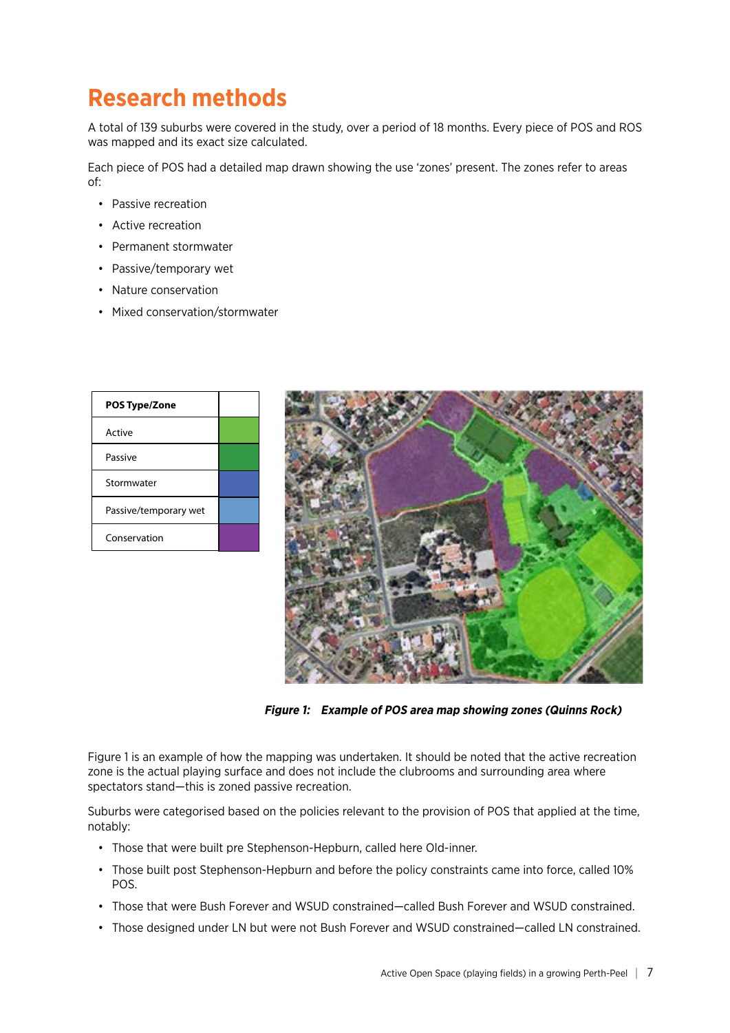# Research methods

A total of 139 suburbs were covered in the study, over a period of 18 months. Every piece of POS and ROS was mapped and its exact size calculated.

Each piece of POS had a detailed map drawn showing the use 'zones' present. The zones refer to areas of:

- Passive recreation
- Active recreation
- Permanent stormwater
- Passive/temporary wet
- Nature conservation
- Mixed conservation/stormwater

| POS Type/Zone | |
|---|---|
| Active | |
| Passive | |
| Stormwater | |
| Passive/temporary wet | |
| Conservation | |

***Figure 1: Example of POS area map showing zones (Quinns Rock)***

Figure 1 is an example of how the mapping was undertaken. It should be noted that the active recreation zone is the actual playing surface and does not include the clubrooms and surrounding area where spectators stand—this is zoned passive recreation.

Suburbs were categorised based on the policies relevant to the provision of POS that applied at the time, notably:

- Those that were built pre Stephenson-Hepburn, called here Old-inner.
- Those built post Stephenson-Hepburn and before the policy constraints came into force, called 10% POS.
- Those that were Bush Forever and WSUD constrained—called Bush Forever and WSUD constrained.
- Those designed under LN but were not Bush Forever and WSUD constrained—called LN constrained.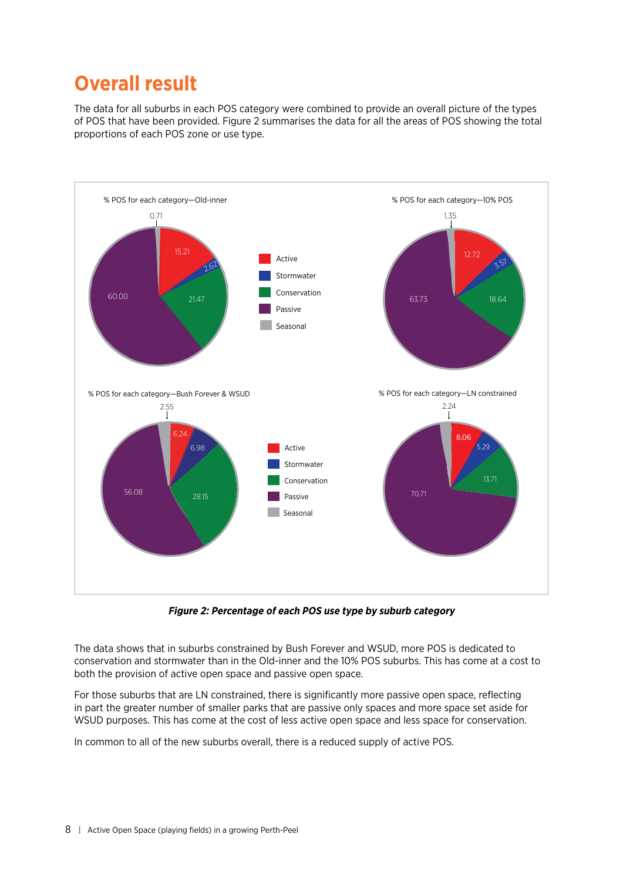# Overall result

The data for all suburbs in each POS category were combined to provide an overall picture of the types of POS that have been provided. Figure 2 summarises the data for all the areas of POS showing the total proportions of each POS zone or use type.

| Category | Active | Stormwater | Conservation | Passive | Seasonal |
|---|---|---|---|---|---|
| Old-inner | 15.21 | 2.62 | 21.47 | 60.00 | 0.71 |
| 10% POS | 12.72 | 3.57 | 18.64 | 63.73 | 1.35 |
| Bush Forever & WSUD | 6.24 | 6.98 | 28.15 | 56.08 | 2.55 |
| LN constrained | 8.06 | 5.29 | 13.71 | 70.71 | 2.24 |

***Figure 2: Percentage of each POS use type by suburb category***

The data shows that in suburbs constrained by Bush Forever and WSUD, more POS is dedicated to conservation and stormwater than in the Old-inner and the 10% POS suburbs. This has come at a cost to both the provision of active open space and passive open space.

For those suburbs that are LN constrained, there is significantly more passive open space, reflecting in part the greater number of smaller parks that are passive only spaces and more space set aside for WSUD purposes. This has come at the cost of less active open space and less space for conservation.

In common to all of the new suburbs overall, there is a reduced supply of active POS.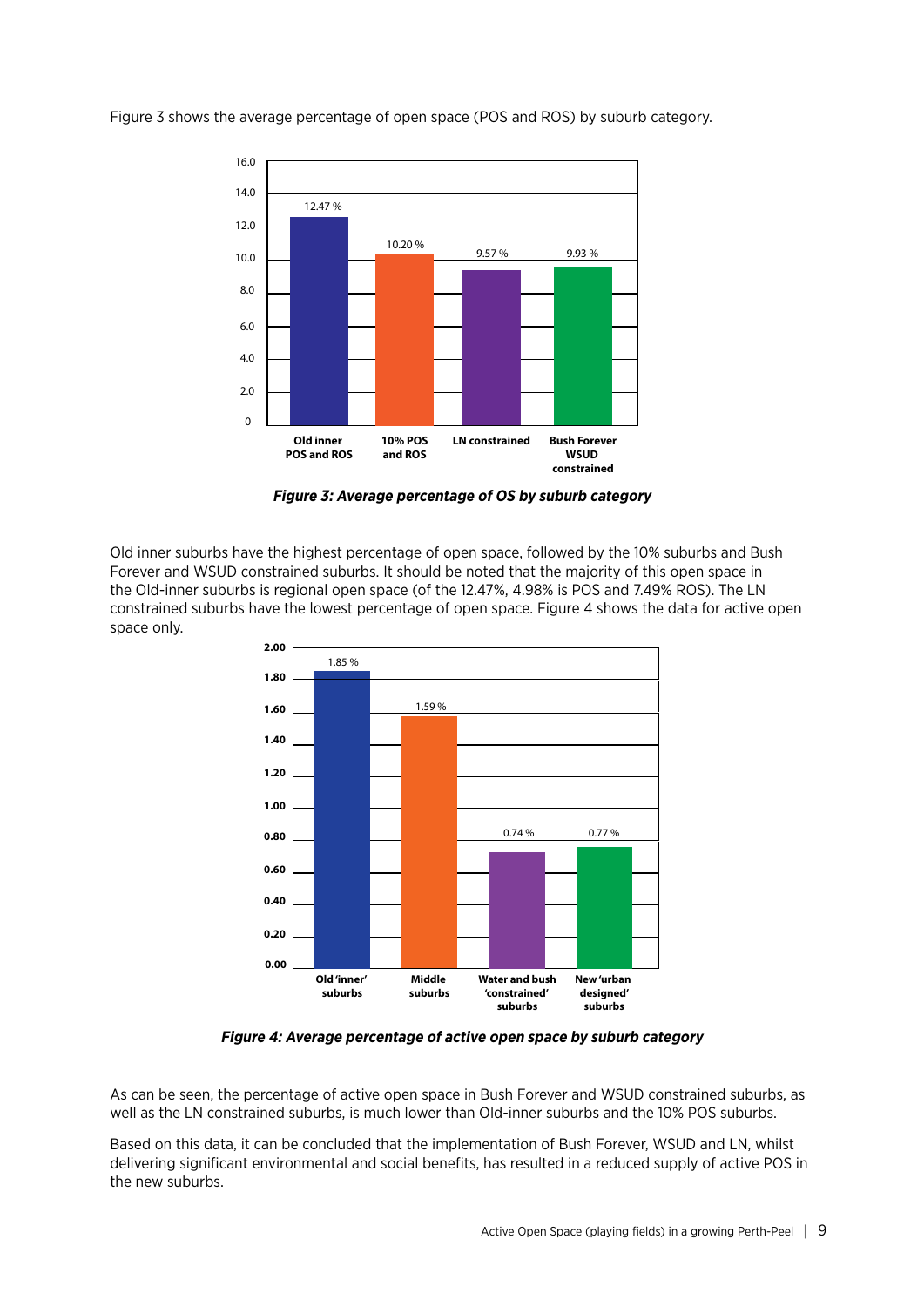Figure 3 shows the average percentage of open space (POS and ROS) by suburb category.

| Suburb category | Average percentage of OS |
|---|---|
| Old inner POS and ROS | 12.47 % |
| 10% POS and ROS | 10.20 % |
| LN constrained | 9.57 % |
| Bush Forever WSUD constrained | 9.93 % |

***Figure 3: Average percentage of OS by suburb category***

Old inner suburbs have the highest percentage of open space, followed by the 10% suburbs and Bush Forever and WSUD constrained suburbs. It should be noted that the majority of this open space in the Old-inner suburbs is regional open space (of the 12.47%, 4.98% is POS and 7.49% ROS). The LN constrained suburbs have the lowest percentage of open space. Figure 4 shows the data for active open space only.

| Suburb category | Average percentage of active open space |
|---|---|
| Old 'inner' suburbs | 1.85 % |
| Middle suburbs | 1.59 % |
| Water and bush 'constrained' suburbs | 0.74 % |
| New 'urban designed' suburbs | 0.77 % |

***Figure 4: Average percentage of active open space by suburb category***

As can be seen, the percentage of active open space in Bush Forever and WSUD constrained suburbs, as well as the LN constrained suburbs, is much lower than Old-inner suburbs and the 10% POS suburbs.

Based on this data, it can be concluded that the implementation of Bush Forever, WSUD and LN, whilst delivering significant environmental and social benefits, has resulted in a reduced supply of active POS in the new suburbs.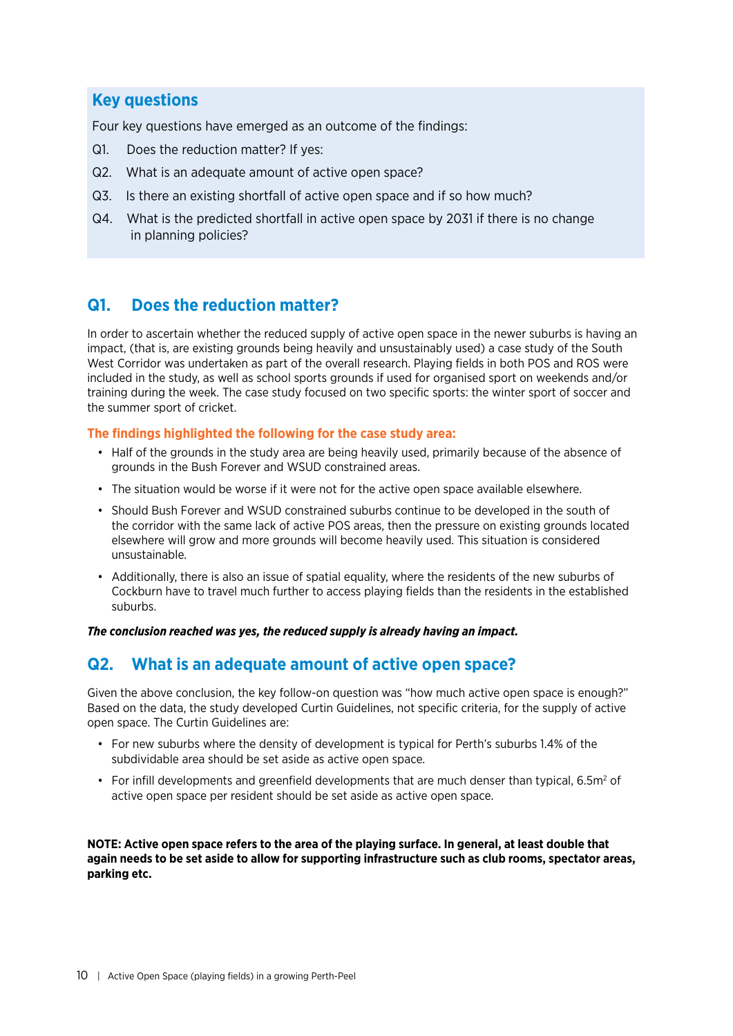## Key questions

Four key questions have emerged as an outcome of the findings:

Q1. Does the reduction matter? If yes:

Q2. What is an adequate amount of active open space?

Q3. Is there an existing shortfall of active open space and if so how much?

Q4. What is the predicted shortfall in active open space by 2031 if there is no change in planning policies?

## Q1. Does the reduction matter?

In order to ascertain whether the reduced supply of active open space in the newer suburbs is having an impact, (that is, are existing grounds being heavily and unsustainably used) a case study of the South West Corridor was undertaken as part of the overall research. Playing fields in both POS and ROS were included in the study, as well as school sports grounds if used for organised sport on weekends and/or training during the week. The case study focused on two specific sports: the winter sport of soccer and the summer sport of cricket.

**The findings highlighted the following for the case study area:**

- Half of the grounds in the study area are being heavily used, primarily because of the absence of grounds in the Bush Forever and WSUD constrained areas.
- The situation would be worse if it were not for the active open space available elsewhere.
- Should Bush Forever and WSUD constrained suburbs continue to be developed in the south of the corridor with the same lack of active POS areas, then the pressure on existing grounds located elsewhere will grow and more grounds will become heavily used. This situation is considered unsustainable.
- Additionally, there is also an issue of spatial equality, where the residents of the new suburbs of Cockburn have to travel much further to access playing fields than the residents in the established suburbs.

***The conclusion reached was yes, the reduced supply is already having an impact.***

## Q2. What is an adequate amount of active open space?

Given the above conclusion, the key follow-on question was "how much active open space is enough?" Based on the data, the study developed Curtin Guidelines, not specific criteria, for the supply of active open space. The Curtin Guidelines are:

- For new suburbs where the density of development is typical for Perth's suburbs 1.4% of the subdividable area should be set aside as active open space.
- For infill developments and greenfield developments that are much denser than typical, 6.5m$^2$ of active open space per resident should be set aside as active open space.

**NOTE: Active open space refers to the area of the playing surface. In general, at least double that again needs to be set aside to allow for supporting infrastructure such as club rooms, spectator areas, parking etc.**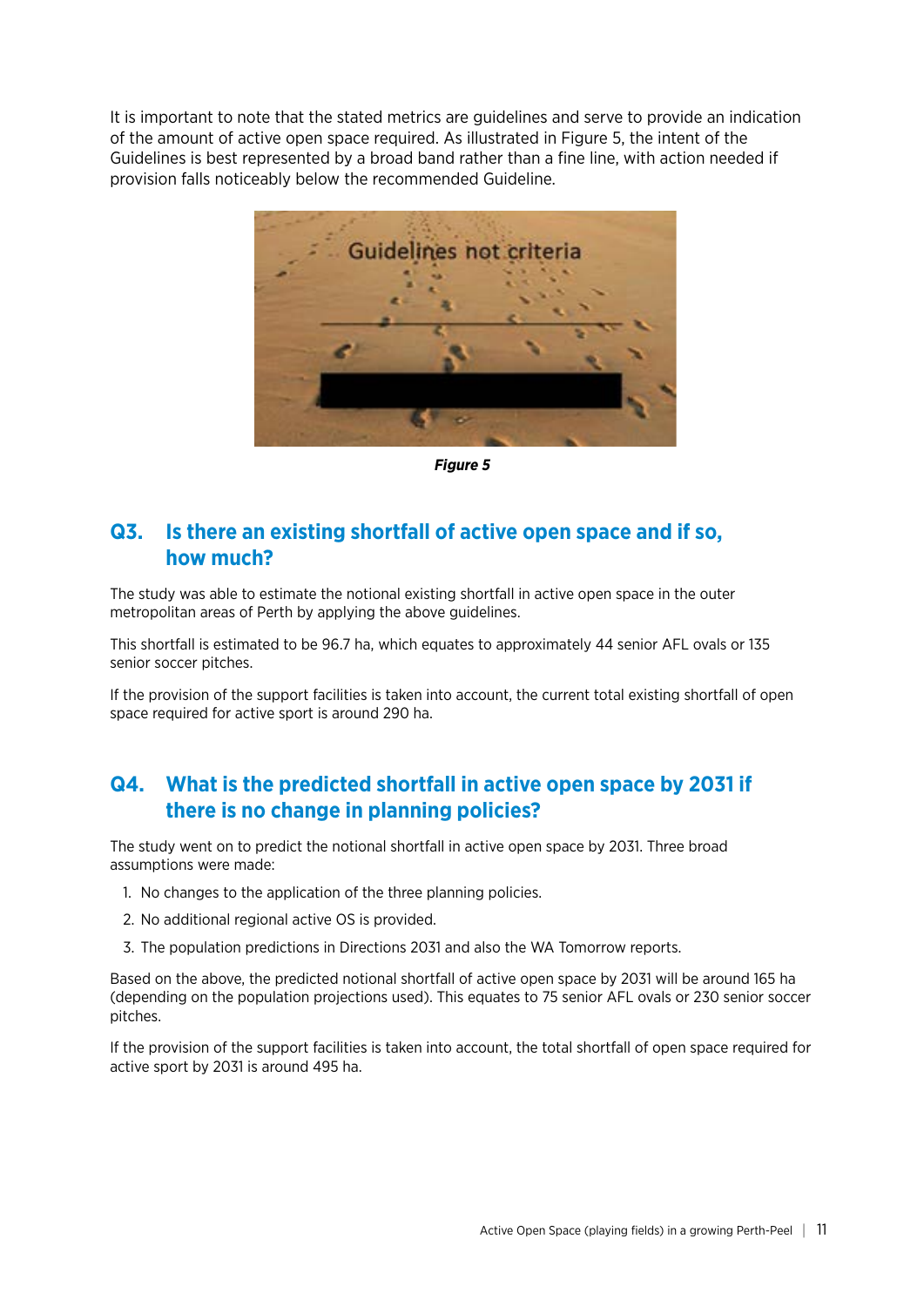It is important to note that the stated metrics are guidelines and serve to provide an indication of the amount of active open space required. As illustrated in Figure 5, the intent of the Guidelines is best represented by a broad band rather than a fine line, with action needed if provision falls noticeably below the recommended Guideline.

Guidelines not criteria

***Figure 5***

## Q3. Is there an existing shortfall of active open space and if so, how much?

The study was able to estimate the notional existing shortfall in active open space in the outer metropolitan areas of Perth by applying the above guidelines.

This shortfall is estimated to be 96.7 ha, which equates to approximately 44 senior AFL ovals or 135 senior soccer pitches.

If the provision of the support facilities is taken into account, the current total existing shortfall of open space required for active sport is around 290 ha.

## Q4. What is the predicted shortfall in active open space by 2031 if there is no change in planning policies?

The study went on to predict the notional shortfall in active open space by 2031. Three broad assumptions were made:

1. No changes to the application of the three planning policies.
2. No additional regional active OS is provided.
3. The population predictions in Directions 2031 and also the WA Tomorrow reports.

Based on the above, the predicted notional shortfall of active open space by 2031 will be around 165 ha (depending on the population projections used). This equates to 75 senior AFL ovals or 230 senior soccer pitches.

If the provision of the support facilities is taken into account, the total shortfall of open space required for active sport by 2031 is around 495 ha.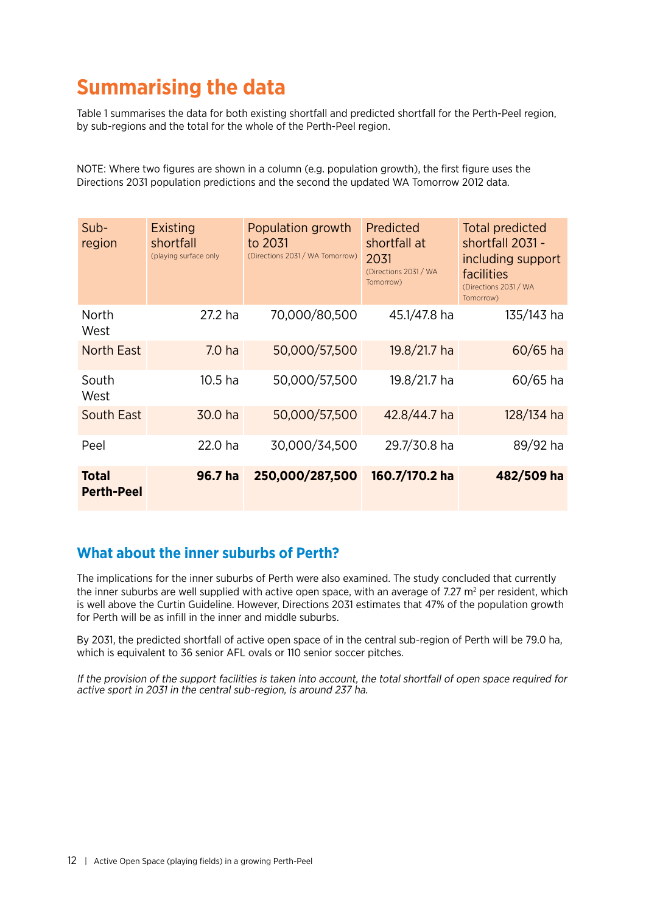# Summarising the data

Table 1 summarises the data for both existing shortfall and predicted shortfall for the Perth-Peel region, by sub-regions and the total for the whole of the Perth-Peel region.

NOTE: Where two figures are shown in a column (e.g. population growth), the first figure uses the Directions 2031 population predictions and the second the updated WA Tomorrow 2012 data.

| Sub-region | Existing shortfall (playing surface only | Population growth to 2031 (Directions 2031 / WA Tomorrow) | Predicted shortfall at 2031 (Directions 2031 / WA Tomorrow) | Total predicted shortfall 2031 - including support facilities (Directions 2031 / WA Tomorrow) |
|---|---|---|---|---|
| North West | 27.2 ha | 70,000/80,500 | 45.1/47.8 ha | 135/143 ha |
| North East | 7.0 ha | 50,000/57,500 | 19.8/21.7 ha | 60/65 ha |
| South West | 10.5 ha | 50,000/57,500 | 19.8/21.7 ha | 60/65 ha |
| South East | 30.0 ha | 50,000/57,500 | 42.8/44.7 ha | 128/134 ha |
| Peel | 22.0 ha | 30,000/34,500 | 29.7/30.8 ha | 89/92 ha |
| **Total Perth-Peel** | **96.7 ha** | **250,000/287,500** | **160.7/170.2 ha** | **482/509 ha** |

## What about the inner suburbs of Perth?

The implications for the inner suburbs of Perth were also examined. The study concluded that currently the inner suburbs are well supplied with active open space, with an average of 7.27 $m^2$ per resident, which is well above the Curtin Guideline. However, Directions 2031 estimates that 47% of the population growth for Perth will be as infill in the inner and middle suburbs.

By 2031, the predicted shortfall of active open space of in the central sub-region of Perth will be 79.0 ha, which is equivalent to 36 senior AFL ovals or 110 senior soccer pitches.

*If the provision of the support facilities is taken into account, the total shortfall of open space required for active sport in 2031 in the central sub-region, is around 237 ha.*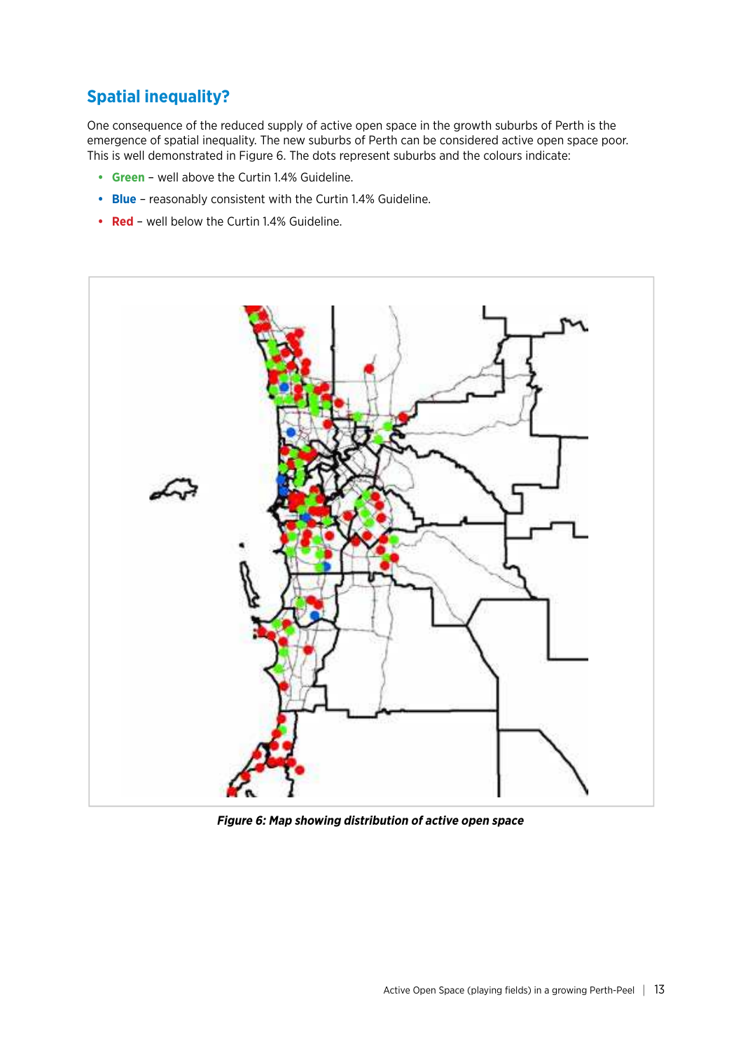## Spatial inequality?

One consequence of the reduced supply of active open space in the growth suburbs of Perth is the emergence of spatial inequality. The new suburbs of Perth can be considered active open space poor. This is well demonstrated in Figure 6. The dots represent suburbs and the colours indicate:

- **Green** – well above the Curtin 1.4% Guideline.
- **Blue** – reasonably consistent with the Curtin 1.4% Guideline.
- **Red** – well below the Curtin 1.4% Guideline.

***Figure 6: Map showing distribution of active open space***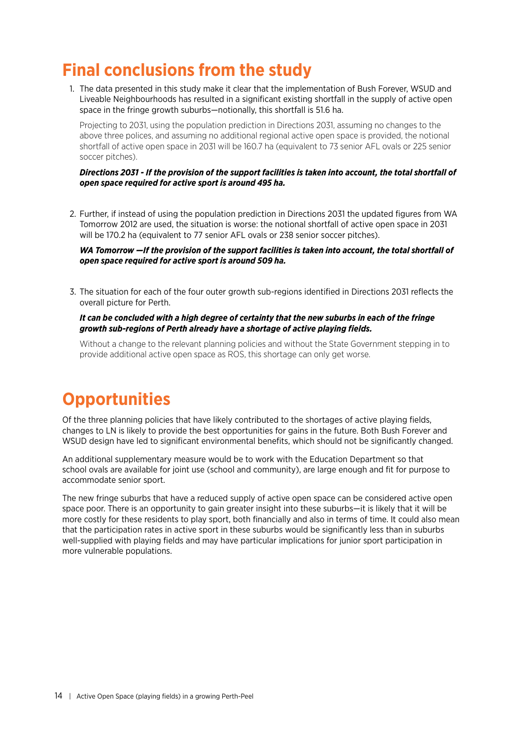# Final conclusions from the study

1. The data presented in this study make it clear that the implementation of Bush Forever, WSUD and Liveable Neighbourhoods has resulted in a significant existing shortfall in the supply of active open space in the fringe growth suburbs—notionally, this shortfall is 51.6 ha.

   Projecting to 2031, using the population prediction in Directions 2031, assuming no changes to the above three polices, and assuming no additional regional active open space is provided, the notional shortfall of active open space in 2031 will be 160.7 ha (equivalent to 73 senior AFL ovals or 225 senior soccer pitches).

   ***Directions 2031 - If the provision of the support facilities is taken into account, the total shortfall of open space required for active sport is around 495 ha.***

2. Further, if instead of using the population prediction in Directions 2031 the updated figures from WA Tomorrow 2012 are used, the situation is worse: the notional shortfall of active open space in 2031 will be 170.2 ha (equivalent to 77 senior AFL ovals or 238 senior soccer pitches).

   ***WA Tomorrow —If the provision of the support facilities is taken into account, the total shortfall of open space required for active sport is around 509 ha.***

3. The situation for each of the four outer growth sub-regions identified in Directions 2031 reflects the overall picture for Perth.

   ***It can be concluded with a high degree of certainty that the new suburbs in each of the fringe growth sub-regions of Perth already have a shortage of active playing fields.***

   Without a change to the relevant planning policies and without the State Government stepping in to provide additional active open space as ROS, this shortage can only get worse.

# Opportunities

Of the three planning policies that have likely contributed to the shortages of active playing fields, changes to LN is likely to provide the best opportunities for gains in the future. Both Bush Forever and WSUD design have led to significant environmental benefits, which should not be significantly changed.

An additional supplementary measure would be to work with the Education Department so that school ovals are available for joint use (school and community), are large enough and fit for purpose to accommodate senior sport.

The new fringe suburbs that have a reduced supply of active open space can be considered active open space poor. There is an opportunity to gain greater insight into these suburbs—it is likely that it will be more costly for these residents to play sport, both financially and also in terms of time. It could also mean that the participation rates in active sport in these suburbs would be significantly less than in suburbs well-supplied with playing fields and may have particular implications for junior sport participation in more vulnerable populations.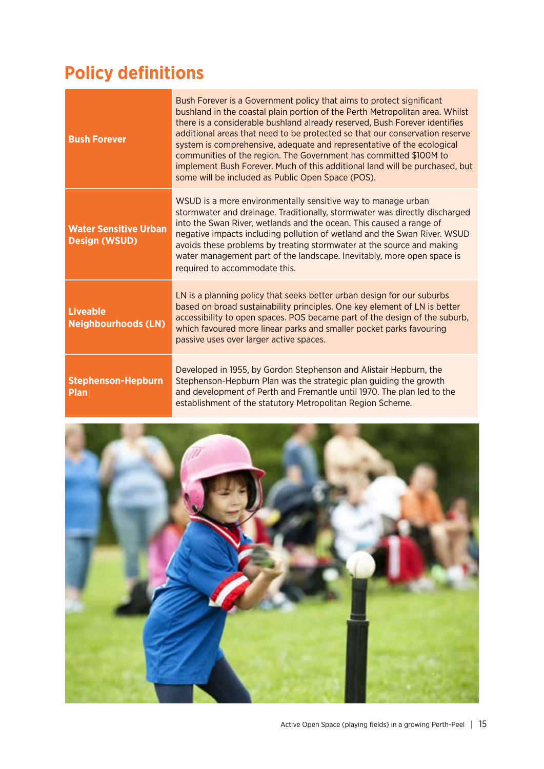## Policy definitions

| | |
|---|---|
| **Bush Forever** | Bush Forever is a Government policy that aims to protect significant bushland in the coastal plain portion of the Perth Metropolitan area. Whilst there is a considerable bushland already reserved, Bush Forever identifies additional areas that need to be protected so that our conservation reserve system is comprehensive, adequate and representative of the ecological communities of the region. The Government has committed $100M to implement Bush Forever. Much of this additional land will be purchased, but some will be included as Public Open Space (POS). |
| **Water Sensitive Urban Design (WSUD)** | WSUD is a more environmentally sensitive way to manage urban stormwater and drainage. Traditionally, stormwater was directly discharged into the Swan River, wetlands and the ocean. This caused a range of negative impacts including pollution of wetland and the Swan River. WSUD avoids these problems by treating stormwater at the source and making water management part of the landscape. Inevitably, more open space is required to accommodate this. |
| **Liveable Neighbourhoods (LN)** | LN is a planning policy that seeks better urban design for our suburbs based on broad sustainability principles. One key element of LN is better accessibility to open spaces. POS became part of the design of the suburb, which favoured more linear parks and smaller pocket parks favouring passive uses over larger active spaces. |
| **Stephenson-Hepburn Plan** | Developed in 1955, by Gordon Stephenson and Alistair Hepburn, the Stephenson-Hepburn Plan was the strategic plan guiding the growth and development of Perth and Fremantle until 1970. The plan led to the establishment of the statutory Metropolitan Region Scheme. |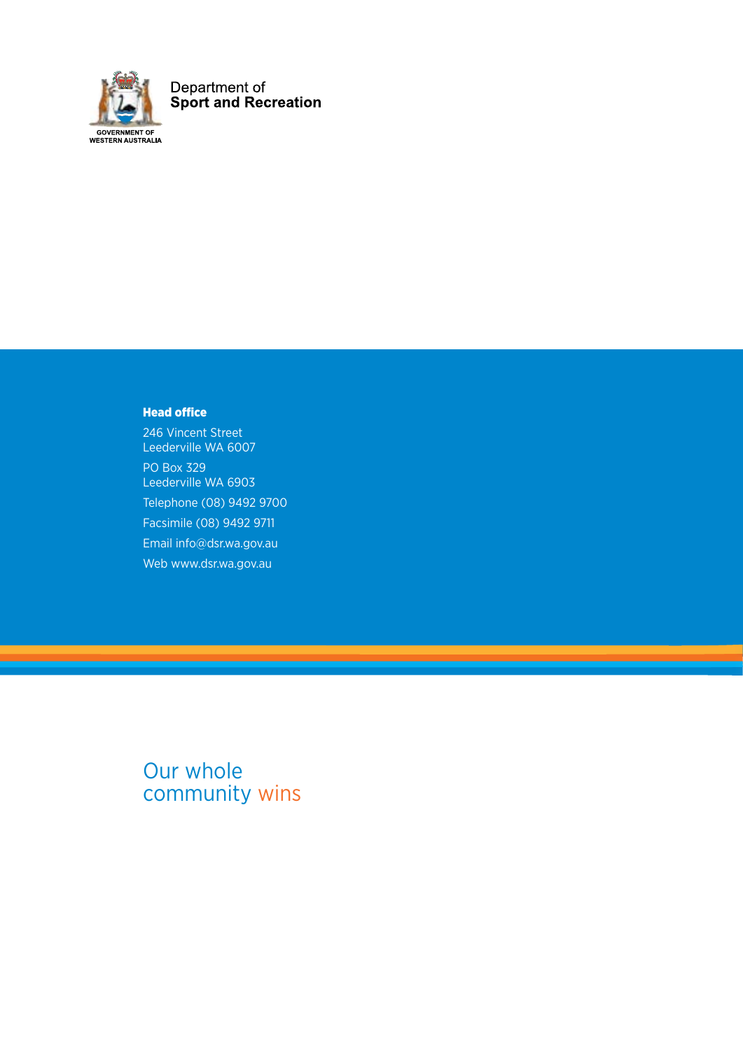GOVERNMENT OF
WESTERN AUSTRALIA

Department of
**Sport and Recreation**

**Head office**

246 Vincent Street
Leederville WA 6007

PO Box 329
Leederville WA 6903

Telephone (08) 9492 9700

Facsimile (08) 9492 9711

Email info@dsr.wa.gov.au

Web www.dsr.wa.gov.au

Our whole
community wins